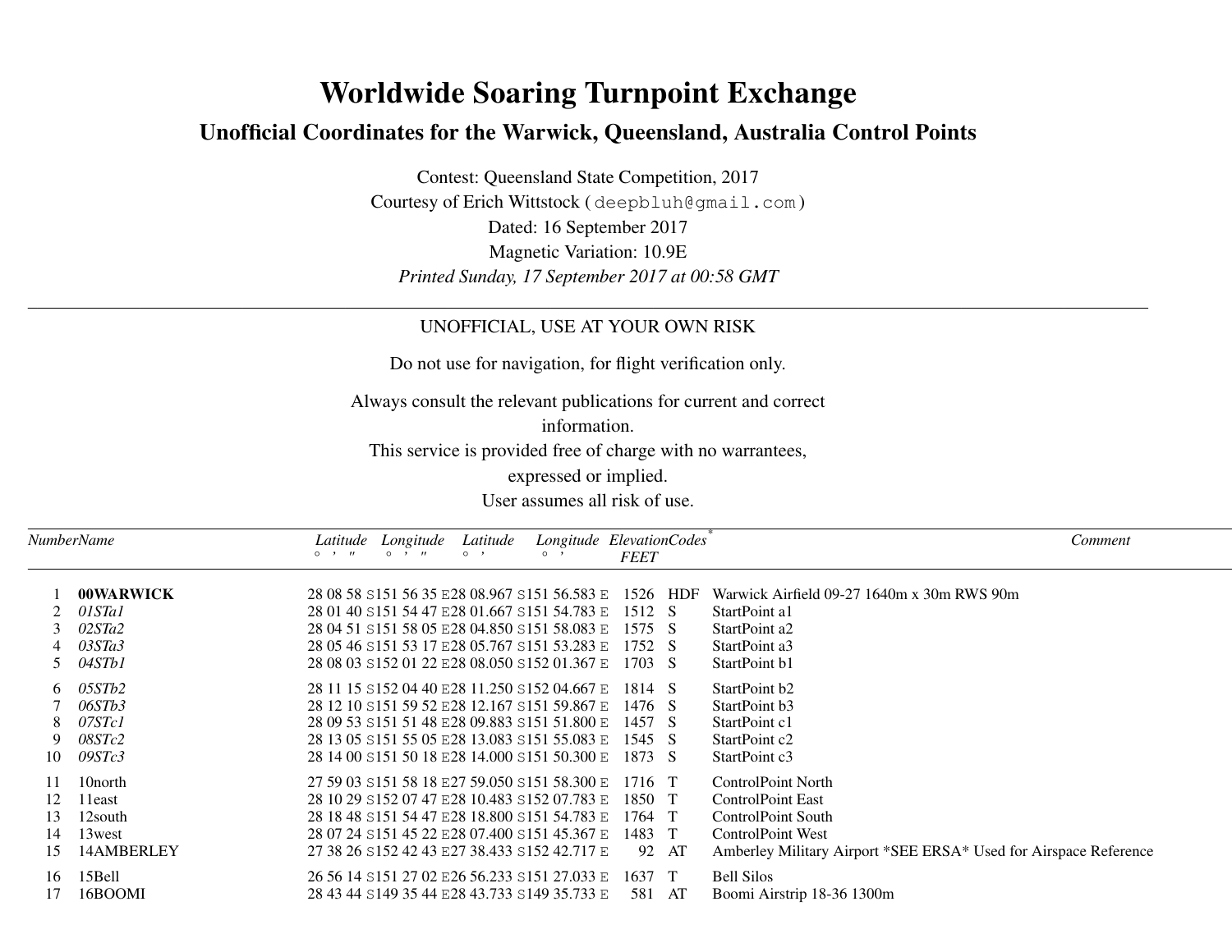# Worldwide Soaring Turnpoint Exchange

## Unofficial Coordinates for the Warwick, Queensland, Australia Control Points

Contest: Queensland State Competition, 2017
Courtesy of Erich Wittstock (deepbluh@gmail.com)
Dated: 16 September 2017
Magnetic Variation: 10.9E
*Printed Sunday, 17 September 2017 at 00:58 GMT*

---

UNOFFICIAL, USE AT YOUR OWN RISK

Do not use for navigation, for flight verification only.

Always consult the relevant publications for current and correct information.
This service is provided free of charge with no warrantees, expressed or implied.
User assumes all risk of use.

| Number | Name | Latitude ° ' " | Longitude ° ' " | Latitude ° ' | Longitude ° ' | Elevation FEET | Codes* | Comment |
|---|---|---|---|---|---|---|---|---|
| 1 | **00WARWICK** | 28 08 58 S | 151 56 35 E | 28 08.967 S | 151 56.583 E | 1526 | HDF | Warwick Airfield 09-27 1640m x 30m RWS 90m |
| 2 | *01STa1* | 28 01 40 S | 151 54 47 E | 28 01.667 S | 151 54.783 E | 1512 | S | StartPoint a1 |
| 3 | *02STa2* | 28 04 51 S | 151 58 05 E | 28 04.850 S | 151 58.083 E | 1575 | S | StartPoint a2 |
| 4 | *03STa3* | 28 05 46 S | 151 53 17 E | 28 05.767 S | 151 53.283 E | 1752 | S | StartPoint a3 |
| 5 | *04STb1* | 28 08 03 S | 152 01 22 E | 28 08.050 S | 152 01.367 E | 1703 | S | StartPoint b1 |
| 6 | *05STb2* | 28 11 15 S | 152 04 40 E | 28 11.250 S | 152 04.667 E | 1814 | S | StartPoint b2 |
| 7 | *06STb3* | 28 12 10 S | 151 59 52 E | 28 12.167 S | 151 59.867 E | 1476 | S | StartPoint b3 |
| 8 | *07STc1* | 28 09 53 S | 151 51 48 E | 28 09.883 S | 151 51.800 E | 1457 | S | StartPoint c1 |
| 9 | *08STc2* | 28 13 05 S | 151 55 05 E | 28 13.083 S | 151 55.083 E | 1545 | S | StartPoint c2 |
| 10 | *09STc3* | 28 14 00 S | 151 50 18 E | 28 14.000 S | 151 50.300 E | 1873 | S | StartPoint c3 |
| 11 | 10north | 27 59 03 S | 151 58 18 E | 27 59.050 S | 151 58.300 E | 1716 | T | ControlPoint North |
| 12 | 11east | 28 10 29 S | 152 07 47 E | 28 10.483 S | 152 07.783 E | 1850 | T | ControlPoint East |
| 13 | 12south | 28 18 48 S | 151 54 47 E | 28 18.800 S | 151 54.783 E | 1764 | T | ControlPoint South |
| 14 | 13west | 28 07 24 S | 151 45 22 E | 28 07.400 S | 151 45.367 E | 1483 | T | ControlPoint West |
| 15 | 14AMBERLEY | 27 38 26 S | 152 42 43 E | 27 38.433 S | 152 42.717 E | 92 | AT | Amberley Military Airport *SEE ERSA* Used for Airspace Reference |
| 16 | 15Bell | 26 56 14 S | 151 27 02 E | 26 56.233 S | 151 27.033 E | 1637 | T | Bell Silos |
| 17 | 16BOOMI | 28 43 44 S | 149 35 44 E | 28 43.733 S | 149 35.733 E | 581 | AT | Boomi Airstrip 18-36 1300m |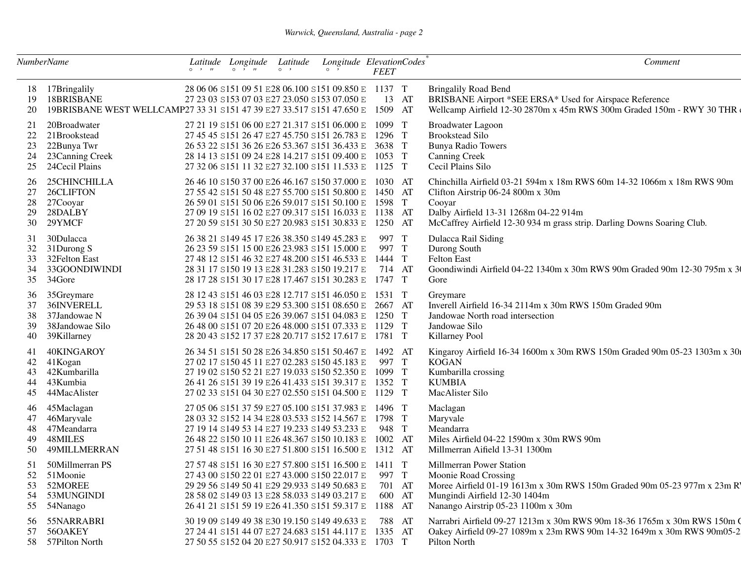| Number | Name | Latitude ° ' " | Longitude ° ' " | Latitude ° ' | Longitude ° ' | Elevation FEET | Codes* | Comment |
|---|---|---|---|---|---|---|---|---|
| 18 | 17Bringalily | 28 06 06 S | 151 09 51 E | 28 06.100 S | 151 09.850 E | 1137 | T | Bringalily Road Bend |
| 19 | 18BRISBANE | 27 23 03 S | 153 07 03 E | 27 23.050 S | 153 07.050 E | 13 | AT | BRISBANE Airport *SEE ERSA* Used for Airspace Reference |
| 20 | 19BRISBANE WEST WELLCAMP | 27 33 31 S | 151 47 39 E | 27 33.517 S | 151 47.650 E | 1509 | AT | Wellcamp Airfield 12-30 2870m x 45m RWS 300m Graded 150m - RWY 30 THR d |
| 21 | 20Broadwater | 27 21 19 S | 151 06 00 E | 27 21.317 S | 151 06.000 E | 1099 | T | Broadwater Lagoon |
| 22 | 21Brookstead | 27 45 45 S | 151 26 47 E | 27 45.750 S | 151 26.783 E | 1296 | T | Brookstead Silo |
| 23 | 22Bunya Twr | 26 53 22 S | 151 36 26 E | 26 53.367 S | 151 36.433 E | 3638 | T | Bunya Radio Towers |
| 24 | 23Canning Creek | 28 14 13 S | 151 09 24 E | 28 14.217 S | 151 09.400 E | 1053 | T | Canning Creek |
| 25 | 24Cecil Plains | 27 32 06 S | 151 11 32 E | 27 32.100 S | 151 11.533 E | 1125 | T | Cecil Plains Silo |
| 26 | 25CHINCHILLA | 26 46 10 S | 150 37 00 E | 26 46.167 S | 150 37.000 E | 1030 | AT | Chinchilla Airfield 03-21 594m x 18m RWS 60m 14-32 1066m x 18m RWS 90m |
| 27 | 26CLIFTON | 27 55 42 S | 151 50 48 E | 27 55.700 S | 151 50.800 E | 1450 | AT | Clifton Airstrip 06-24 800m x 30m |
| 28 | 27Cooyar | 26 59 01 S | 151 50 06 E | 26 59.017 S | 151 50.100 E | 1598 | T | Cooyar |
| 29 | 28DALBY | 27 09 19 S | 151 16 02 E | 27 09.317 S | 151 16.033 E | 1138 | AT | Dalby Airfield 13-31 1268m 04-22 914m |
| 30 | 29YMCF | 27 20 59 S | 151 30 50 E | 27 20.983 S | 151 30.833 E | 1250 | AT | McCaffrey Airfield 12-30 934 m grass strip. Darling Downs Soaring Club. |
| 31 | 30Dulacca | 26 38 21 S | 149 45 17 E | 26 38.350 S | 149 45.283 E | 997 | T | Dulacca Rail Siding |
| 32 | 31Durong S | 26 23 59 S | 151 15 00 E | 26 23.983 S | 151 15.000 E | 997 | T | Durong South |
| 33 | 32Felton East | 27 48 12 S | 151 46 32 E | 27 48.200 S | 151 46.533 E | 1444 | T | Felton East |
| 34 | 33GOONDIWINDI | 28 31 17 S | 150 19 13 E | 28 31.283 S | 150 19.217 E | 714 | AT | Goondiwindi Airfield 04-22 1340m x 30m RWS 90m Graded 90m 12-30 795m x 30 |
| 35 | 34Gore | 28 17 28 S | 151 30 17 E | 28 17.467 S | 151 30.283 E | 1747 | T | Gore |
| 36 | 35Greymare | 28 12 43 S | 151 46 03 E | 28 12.717 S | 151 46.050 E | 1531 | T | Greymare |
| 37 | 36INVERELL | 29 53 18 S | 151 08 39 E | 29 53.300 S | 151 08.650 E | 2667 | AT | Inverell Airfield 16-34 2114m x 30m RWS 150m Graded 90m |
| 38 | 37Jandowae N | 26 39 04 S | 151 04 05 E | 26 39.067 S | 151 04.083 E | 1250 | T | Jandowae North road intersection |
| 39 | 38Jandowae Silo | 26 48 00 S | 151 07 20 E | 26 48.000 S | 151 07.333 E | 1129 | T | Jandowae Silo |
| 40 | 39Killarney | 28 20 43 S | 152 17 37 E | 28 20.717 S | 152 17.617 E | 1781 | T | Killarney Pool |
| 41 | 40KINGAROY | 26 34 51 S | 151 50 28 E | 26 34.850 S | 151 50.467 E | 1492 | AT | Kingaroy Airfield 16-34 1600m x 30m RWS 150m Graded 90m 05-23 1303m x 30m |
| 42 | 41Kogan | 27 02 17 S | 150 45 11 E | 27 02.283 S | 150 45.183 E | 997 | T | KOGAN |
| 43 | 42Kumbarilla | 27 19 02 S | 150 52 21 E | 27 19.033 S | 150 52.350 E | 1099 | T | Kumbarilla crossing |
| 44 | 43Kumbia | 26 41 26 S | 151 39 19 E | 26 41.433 S | 151 39.317 E | 1352 | T | KUMBIA |
| 45 | 44MacAlister | 27 02 33 S | 151 04 30 E | 27 02.550 S | 151 04.500 E | 1129 | T | MacAlister Silo |
| 46 | 45Maclagan | 27 05 06 S | 151 37 59 E | 27 05.100 S | 151 37.983 E | 1496 | T | Maclagan |
| 47 | 46Maryvale | 28 03 32 S | 152 14 34 E | 28 03.533 S | 152 14.567 E | 1798 | T | Maryvale |
| 48 | 47Meandarra | 27 19 14 S | 149 53 14 E | 27 19.233 S | 149 53.233 E | 948 | T | Meandarra |
| 49 | 48MILES | 26 48 22 S | 150 10 11 E | 26 48.367 S | 150 10.183 E | 1002 | AT | Miles Airfield 04-22 1590m x 30m RWS 90m |
| 50 | 49MILLMERRAN | 27 51 48 S | 151 16 30 E | 27 51.800 S | 151 16.500 E | 1312 | AT | Millmerran Aifield 13-31 1300m |
| 51 | 50Millmerran PS | 27 57 48 S | 151 16 30 E | 27 57.800 S | 151 16.500 E | 1411 | T | Millmerran Power Station |
| 52 | 51Moonie | 27 43 00 S | 150 22 01 E | 27 43.000 S | 150 22.017 E | 997 | T | Moonie Road Crossing |
| 53 | 52MOREE | 29 29 56 S | 149 50 41 E | 29 29.933 S | 149 50.683 E | 701 | AT | Moree Airfield 01-19 1613m x 30m RWS 150m Graded 90m 05-23 977m x 23m RV |
| 54 | 53MUNGINDI | 28 58 02 S | 149 03 13 E | 28 58.033 S | 149 03.217 E | 600 | AT | Mungindi Airfield 12-30 1404m |
| 55 | 54Nanago | 26 41 21 S | 151 59 19 E | 26 41.350 S | 151 59.317 E | 1188 | AT | Nanango Airstrip 05-23 1100m x 30m |
| 56 | 55NARRABRI | 30 19 09 S | 149 49 38 E | 30 19.150 S | 149 49.633 E | 788 | AT | Narrabri Airfield 09-27 1213m x 30m RWS 90m 18-36 1765m x 30m RWS 150m G |
| 57 | 56OAKEY | 27 24 41 S | 151 44 07 E | 27 24.683 S | 151 44.117 E | 1335 | AT | Oakey Airfield 09-27 1089m x 23m RWS 90m 14-32 1649m x 30m RWS 90m05-2 |
| 58 | 57Pilton North | 27 50 55 S | 152 04 20 E | 27 50.917 S | 152 04.333 E | 1703 | T | Pilton North |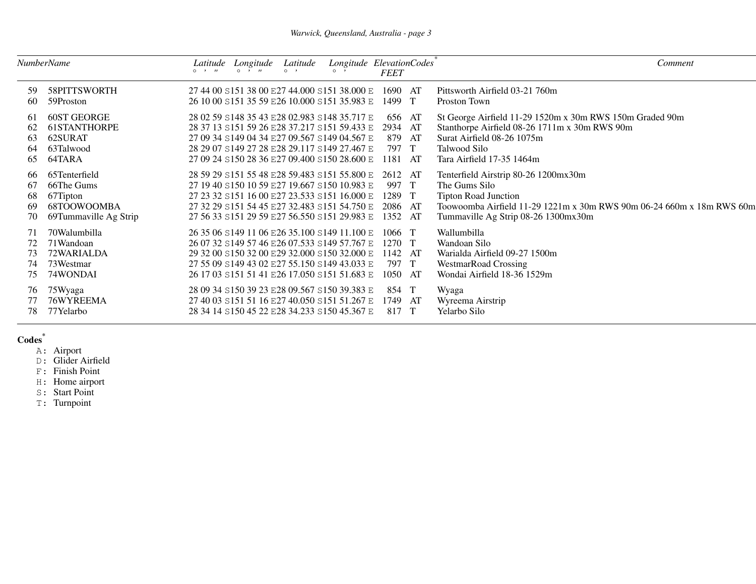| Number | Name | Latitude ° ' " | Longitude ° ' " | Latitude ° ' | Longitude ° ' | Elevation FEET | Codes* | Comment |
|---|---|---|---|---|---|---|---|---|
| 59 | 58PITTSWORTH | 27 44 00 S | 151 38 00 E | 27 44.000 S | 151 38.000 E | 1690 | AT | Pittsworth Airfield 03-21 760m |
| 60 | 59Proston | 26 10 00 S | 151 35 59 E | 26 10.000 S | 151 35.983 E | 1499 | T | Proston Town |
| 61 | 60ST GEORGE | 28 02 59 S | 148 35 43 E | 28 02.983 S | 148 35.717 E | 656 | AT | St George Airfield 11-29 1520m x 30m RWS 150m Graded 90m |
| 62 | 61STANTHORPE | 28 37 13 S | 151 59 26 E | 28 37.217 S | 151 59.433 E | 2934 | AT | Stanthorpe Airfield 08-26 1711m x 30m RWS 90m |
| 63 | 62SURAT | 27 09 34 S | 149 04 34 E | 27 09.567 S | 149 04.567 E | 879 | AT | Surat Airfield 08-26 1075m |
| 64 | 63Talwood | 28 29 07 S | 149 27 28 E | 28 29.117 S | 149 27.467 E | 797 | T | Talwood Silo |
| 65 | 64TARA | 27 09 24 S | 150 28 36 E | 27 09.400 S | 150 28.600 E | 1181 | AT | Tara Airfield 17-35 1464m |
| 66 | 65Tenterfield | 28 59 29 S | 151 55 48 E | 28 59.483 S | 151 55.800 E | 2612 | AT | Tenterfield Airstrip 80-26 1200mx30m |
| 67 | 66The Gums | 27 19 40 S | 150 10 59 E | 27 19.667 S | 150 10.983 E | 997 | T | The Gums Silo |
| 68 | 67Tipton | 27 23 32 S | 151 16 00 E | 27 23.533 S | 151 16.000 E | 1289 | T | Tipton Road Junction |
| 69 | 68TOOWOOMBA | 27 32 29 S | 151 54 45 E | 27 32.483 S | 151 54.750 E | 2086 | AT | Toowoomba Airfield 11-29 1221m x 30m RWS 90m 06-24 660m x 18m RWS 60m |
| 70 | 69Tummaville Ag Strip | 27 56 33 S | 151 29 59 E | 27 56.550 S | 151 29.983 E | 1352 | AT | Tummaville Ag Strip 08-26 1300mx30m |
| 71 | 70Walumbilla | 26 35 06 S | 149 11 06 E | 26 35.100 S | 149 11.100 E | 1066 | T | Wallumbilla |
| 72 | 71Wandoan | 26 07 32 S | 149 57 46 E | 26 07.533 S | 149 57.767 E | 1270 | T | Wandoan Silo |
| 73 | 72WARIALDA | 29 32 00 S | 150 32 00 E | 29 32.000 S | 150 32.000 E | 1142 | AT | Warialda Airfield 09-27 1500m |
| 74 | 73Westmar | 27 55 09 S | 149 43 02 E | 27 55.150 S | 149 43.033 E | 797 | T | WestmarRoad Crossing |
| 75 | 74WONDAI | 26 17 03 S | 151 51 41 E | 26 17.050 S | 151 51.683 E | 1050 | AT | Wondai Airfield 18-36 1529m |
| 76 | 75Wyaga | 28 09 34 S | 150 39 23 E | 28 09.567 S | 150 39.383 E | 854 | T | Wyaga |
| 77 | 76WYREEMA | 27 40 03 S | 151 51 16 E | 27 40.050 S | 151 51.267 E | 1749 | AT | Wyreema Airstrip |
| 78 | 77Yelarbo | 28 34 14 S | 150 45 22 E | 28 34.233 S | 150 45.367 E | 817 | T | Yelarbo Silo |

**Codes***

- A: Airport
- D: Glider Airfield
- F: Finish Point
- H: Home airport
- S: Start Point
- T: Turnpoint